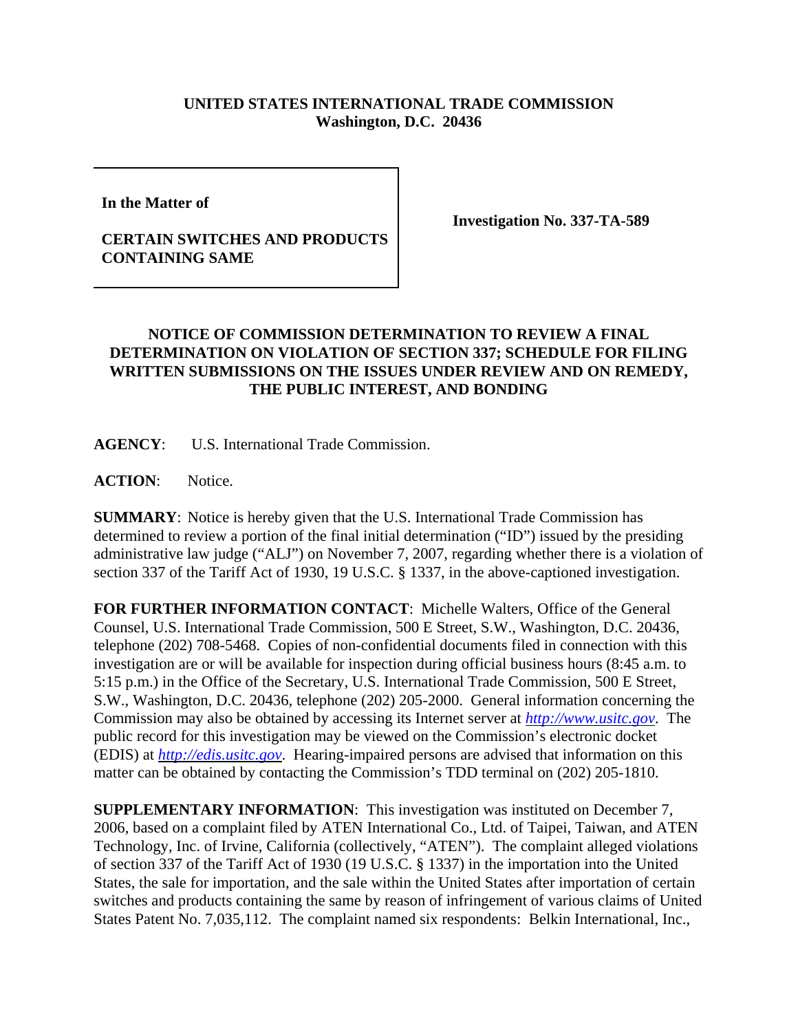**UNITED STATES INTERNATIONAL TRADE COMMISSION**
**Washington, D.C. 20436**

| **In the Matter of**<br><br>**CERTAIN SWITCHES AND PRODUCTS CONTAINING SAME** | **Investigation No. 337-TA-589** |
| --- | --- |

## NOTICE OF COMMISSION DETERMINATION TO REVIEW A FINAL DETERMINATION ON VIOLATION OF SECTION 337; SCHEDULE FOR FILING WRITTEN SUBMISSIONS ON THE ISSUES UNDER REVIEW AND ON REMEDY, THE PUBLIC INTEREST, AND BONDING

**AGENCY**: U.S. International Trade Commission.

**ACTION**: Notice.

**SUMMARY**: Notice is hereby given that the U.S. International Trade Commission has determined to review a portion of the final initial determination ("ID") issued by the presiding administrative law judge ("ALJ") on November 7, 2007, regarding whether there is a violation of section 337 of the Tariff Act of 1930, 19 U.S.C. § 1337, in the above-captioned investigation.

**FOR FURTHER INFORMATION CONTACT**: Michelle Walters, Office of the General Counsel, U.S. International Trade Commission, 500 E Street, S.W., Washington, D.C. 20436, telephone (202) 708-5468. Copies of non-confidential documents filed in connection with this investigation are or will be available for inspection during official business hours (8:45 a.m. to 5:15 p.m.) in the Office of the Secretary, U.S. International Trade Commission, 500 E Street, S.W., Washington, D.C. 20436, telephone (202) 205-2000. General information concerning the Commission may also be obtained by accessing its Internet server at *http://www.usitc.gov*. The public record for this investigation may be viewed on the Commission's electronic docket (EDIS) at *http://edis.usitc.gov*. Hearing-impaired persons are advised that information on this matter can be obtained by contacting the Commission's TDD terminal on (202) 205-1810.

**SUPPLEMENTARY INFORMATION**: This investigation was instituted on December 7, 2006, based on a complaint filed by ATEN International Co., Ltd. of Taipei, Taiwan, and ATEN Technology, Inc. of Irvine, California (collectively, "ATEN"). The complaint alleged violations of section 337 of the Tariff Act of 1930 (19 U.S.C. § 1337) in the importation into the United States, the sale for importation, and the sale within the United States after importation of certain switches and products containing the same by reason of infringement of various claims of United States Patent No. 7,035,112. The complaint named six respondents: Belkin International, Inc.,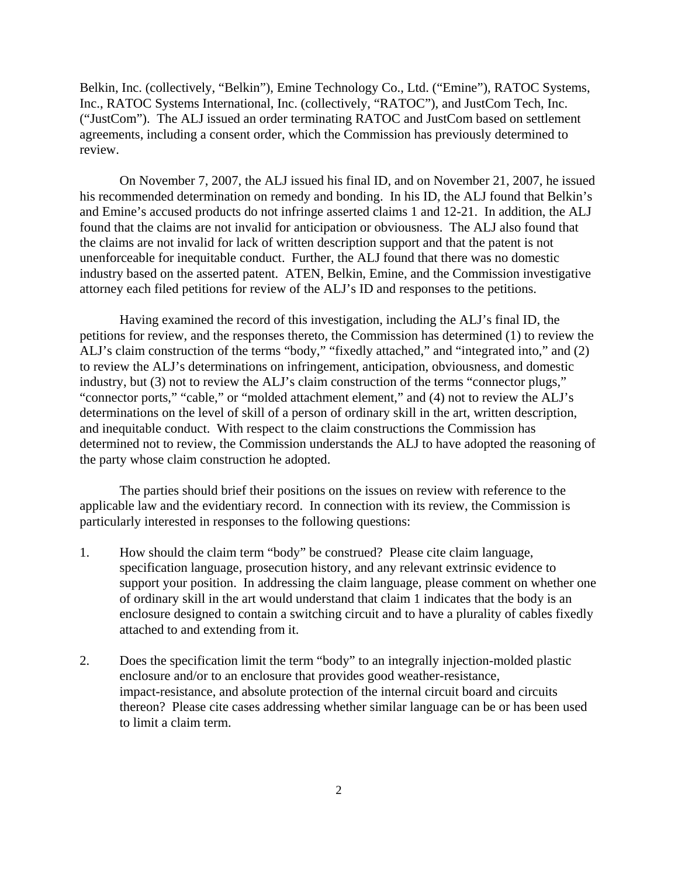Belkin, Inc. (collectively, "Belkin"), Emine Technology Co., Ltd. ("Emine"), RATOC Systems, Inc., RATOC Systems International, Inc. (collectively, "RATOC"), and JustCom Tech, Inc. ("JustCom"). The ALJ issued an order terminating RATOC and JustCom based on settlement agreements, including a consent order, which the Commission has previously determined to review.

On November 7, 2007, the ALJ issued his final ID, and on November 21, 2007, he issued his recommended determination on remedy and bonding. In his ID, the ALJ found that Belkin's and Emine's accused products do not infringe asserted claims 1 and 12-21. In addition, the ALJ found that the claims are not invalid for anticipation or obviousness. The ALJ also found that the claims are not invalid for lack of written description support and that the patent is not unenforceable for inequitable conduct. Further, the ALJ found that there was no domestic industry based on the asserted patent. ATEN, Belkin, Emine, and the Commission investigative attorney each filed petitions for review of the ALJ's ID and responses to the petitions.

Having examined the record of this investigation, including the ALJ's final ID, the petitions for review, and the responses thereto, the Commission has determined (1) to review the ALJ's claim construction of the terms "body," "fixedly attached," and "integrated into," and (2) to review the ALJ's determinations on infringement, anticipation, obviousness, and domestic industry, but (3) not to review the ALJ's claim construction of the terms "connector plugs," "connector ports," "cable," or "molded attachment element," and (4) not to review the ALJ's determinations on the level of skill of a person of ordinary skill in the art, written description, and inequitable conduct. With respect to the claim constructions the Commission has determined not to review, the Commission understands the ALJ to have adopted the reasoning of the party whose claim construction he adopted.

The parties should brief their positions on the issues on review with reference to the applicable law and the evidentiary record. In connection with its review, the Commission is particularly interested in responses to the following questions:

1. How should the claim term "body" be construed? Please cite claim language, specification language, prosecution history, and any relevant extrinsic evidence to support your position. In addressing the claim language, please comment on whether one of ordinary skill in the art would understand that claim 1 indicates that the body is an enclosure designed to contain a switching circuit and to have a plurality of cables fixedly attached to and extending from it.

2. Does the specification limit the term "body" to an integrally injection-molded plastic enclosure and/or to an enclosure that provides good weather-resistance, impact-resistance, and absolute protection of the internal circuit board and circuits thereon? Please cite cases addressing whether similar language can be or has been used to limit a claim term.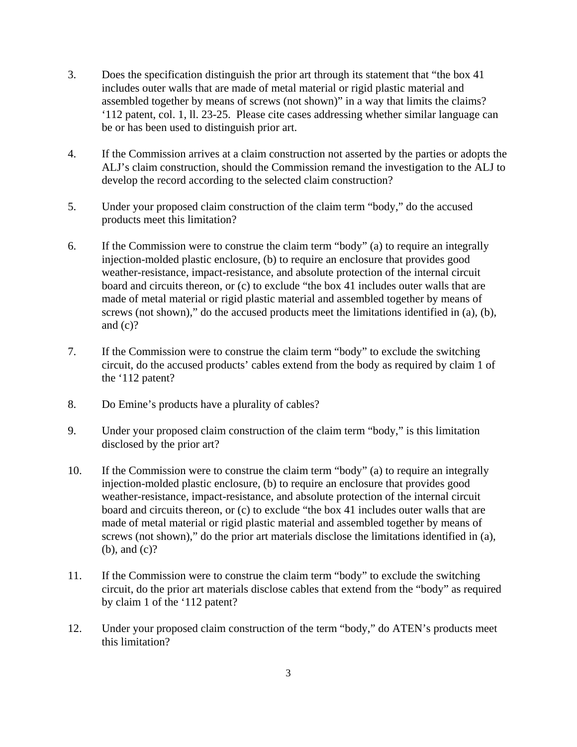3. Does the specification distinguish the prior art through its statement that "the box 41 includes outer walls that are made of metal material or rigid plastic material and assembled together by means of screws (not shown)" in a way that limits the claims? '112 patent, col. 1, ll. 23-25. Please cite cases addressing whether similar language can be or has been used to distinguish prior art.

4. If the Commission arrives at a claim construction not asserted by the parties or adopts the ALJ's claim construction, should the Commission remand the investigation to the ALJ to develop the record according to the selected claim construction?

5. Under your proposed claim construction of the claim term "body," do the accused products meet this limitation?

6. If the Commission were to construe the claim term "body" (a) to require an integrally injection-molded plastic enclosure, (b) to require an enclosure that provides good weather-resistance, impact-resistance, and absolute protection of the internal circuit board and circuits thereon, or (c) to exclude "the box 41 includes outer walls that are made of metal material or rigid plastic material and assembled together by means of screws (not shown)," do the accused products meet the limitations identified in (a), (b), and (c)?

7. If the Commission were to construe the claim term "body" to exclude the switching circuit, do the accused products' cables extend from the body as required by claim 1 of the '112 patent?

8. Do Emine's products have a plurality of cables?

9. Under your proposed claim construction of the claim term "body," is this limitation disclosed by the prior art?

10. If the Commission were to construe the claim term "body" (a) to require an integrally injection-molded plastic enclosure, (b) to require an enclosure that provides good weather-resistance, impact-resistance, and absolute protection of the internal circuit board and circuits thereon, or (c) to exclude "the box 41 includes outer walls that are made of metal material or rigid plastic material and assembled together by means of screws (not shown)," do the prior art materials disclose the limitations identified in (a), (b), and (c)?

11. If the Commission were to construe the claim term "body" to exclude the switching circuit, do the prior art materials disclose cables that extend from the "body" as required by claim 1 of the '112 patent?

12. Under your proposed claim construction of the term "body," do ATEN's products meet this limitation?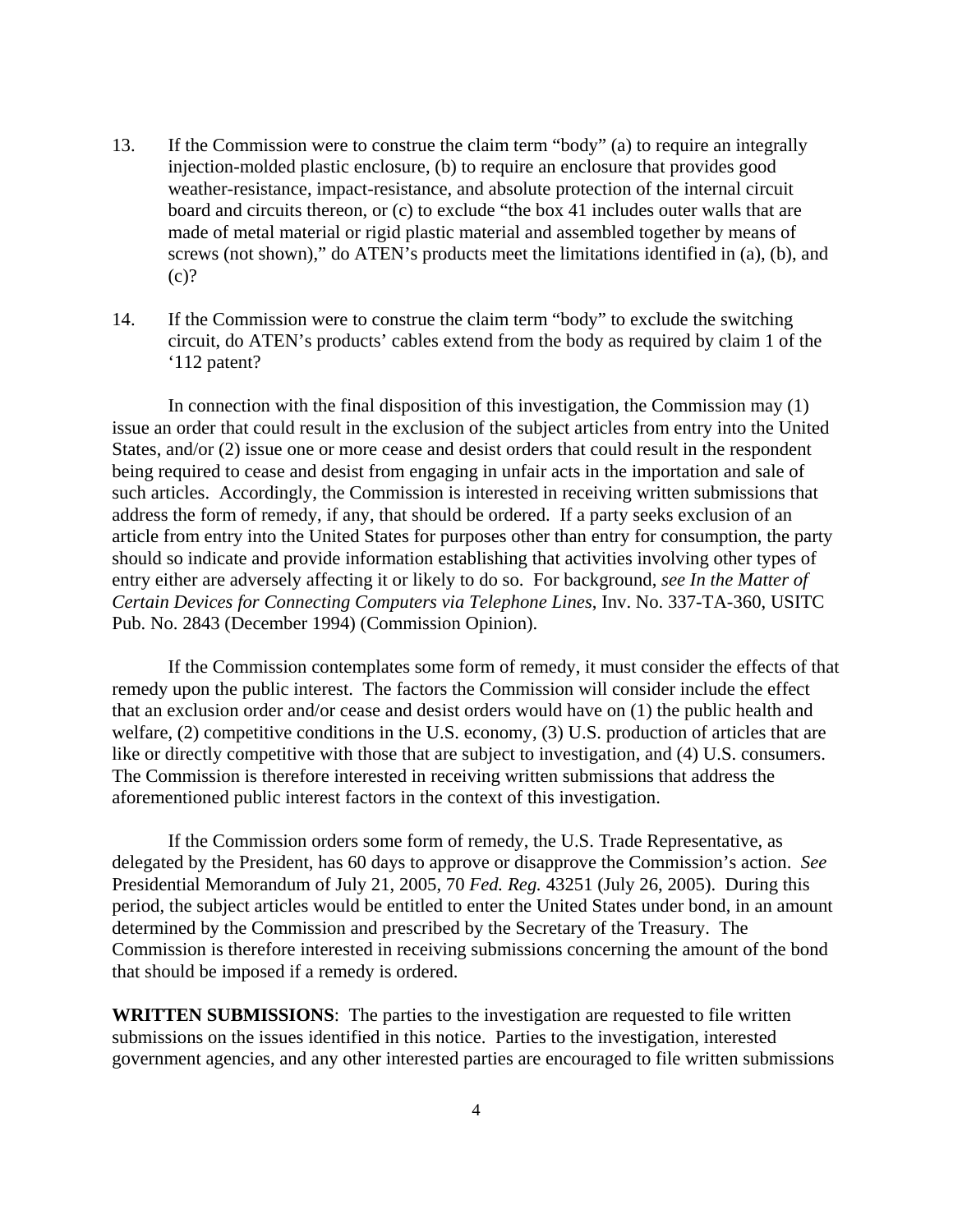13. If the Commission were to construe the claim term "body" (a) to require an integrally injection-molded plastic enclosure, (b) to require an enclosure that provides good weather-resistance, impact-resistance, and absolute protection of the internal circuit board and circuits thereon, or (c) to exclude "the box 41 includes outer walls that are made of metal material or rigid plastic material and assembled together by means of screws (not shown)," do ATEN's products meet the limitations identified in (a), (b), and (c)?

14. If the Commission were to construe the claim term "body" to exclude the switching circuit, do ATEN's products' cables extend from the body as required by claim 1 of the '112 patent?

In connection with the final disposition of this investigation, the Commission may (1) issue an order that could result in the exclusion of the subject articles from entry into the United States, and/or (2) issue one or more cease and desist orders that could result in the respondent being required to cease and desist from engaging in unfair acts in the importation and sale of such articles. Accordingly, the Commission is interested in receiving written submissions that address the form of remedy, if any, that should be ordered. If a party seeks exclusion of an article from entry into the United States for purposes other than entry for consumption, the party should so indicate and provide information establishing that activities involving other types of entry either are adversely affecting it or likely to do so. For background, *see In the Matter of Certain Devices for Connecting Computers via Telephone Lines*, Inv. No. 337-TA-360, USITC Pub. No. 2843 (December 1994) (Commission Opinion).

If the Commission contemplates some form of remedy, it must consider the effects of that remedy upon the public interest. The factors the Commission will consider include the effect that an exclusion order and/or cease and desist orders would have on (1) the public health and welfare, (2) competitive conditions in the U.S. economy, (3) U.S. production of articles that are like or directly competitive with those that are subject to investigation, and (4) U.S. consumers. The Commission is therefore interested in receiving written submissions that address the aforementioned public interest factors in the context of this investigation.

If the Commission orders some form of remedy, the U.S. Trade Representative, as delegated by the President, has 60 days to approve or disapprove the Commission's action. *See* Presidential Memorandum of July 21, 2005, 70 *Fed. Reg.* 43251 (July 26, 2005). During this period, the subject articles would be entitled to enter the United States under bond, in an amount determined by the Commission and prescribed by the Secretary of the Treasury. The Commission is therefore interested in receiving submissions concerning the amount of the bond that should be imposed if a remedy is ordered.

**WRITTEN SUBMISSIONS**: The parties to the investigation are requested to file written submissions on the issues identified in this notice. Parties to the investigation, interested government agencies, and any other interested parties are encouraged to file written submissions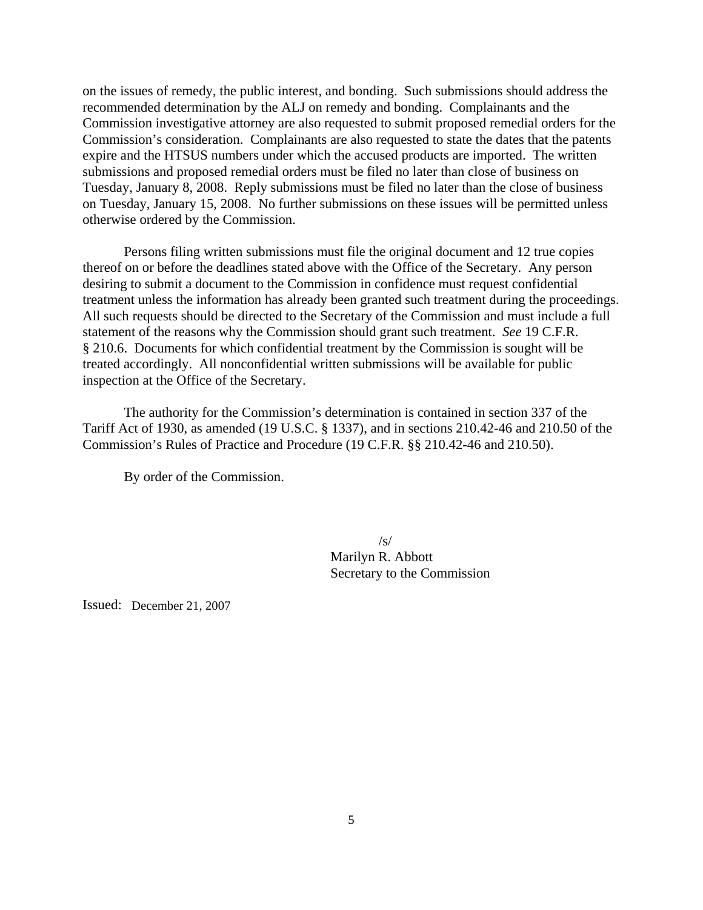on the issues of remedy, the public interest, and bonding. Such submissions should address the recommended determination by the ALJ on remedy and bonding. Complainants and the Commission investigative attorney are also requested to submit proposed remedial orders for the Commission's consideration. Complainants are also requested to state the dates that the patents expire and the HTSUS numbers under which the accused products are imported. The written submissions and proposed remedial orders must be filed no later than close of business on Tuesday, January 8, 2008. Reply submissions must be filed no later than the close of business on Tuesday, January 15, 2008. No further submissions on these issues will be permitted unless otherwise ordered by the Commission.

Persons filing written submissions must file the original document and 12 true copies thereof on or before the deadlines stated above with the Office of the Secretary. Any person desiring to submit a document to the Commission in confidence must request confidential treatment unless the information has already been granted such treatment during the proceedings. All such requests should be directed to the Secretary of the Commission and must include a full statement of the reasons why the Commission should grant such treatment. *See* 19 C.F.R. § 210.6. Documents for which confidential treatment by the Commission is sought will be treated accordingly. All nonconfidential written submissions will be available for public inspection at the Office of the Secretary.

The authority for the Commission's determination is contained in section 337 of the Tariff Act of 1930, as amended (19 U.S.C. § 1337), and in sections 210.42-46 and 210.50 of the Commission's Rules of Practice and Procedure (19 C.F.R. §§ 210.42-46 and 210.50).

By order of the Commission.

/s/
Marilyn R. Abbott
Secretary to the Commission

Issued: December 21, 2007